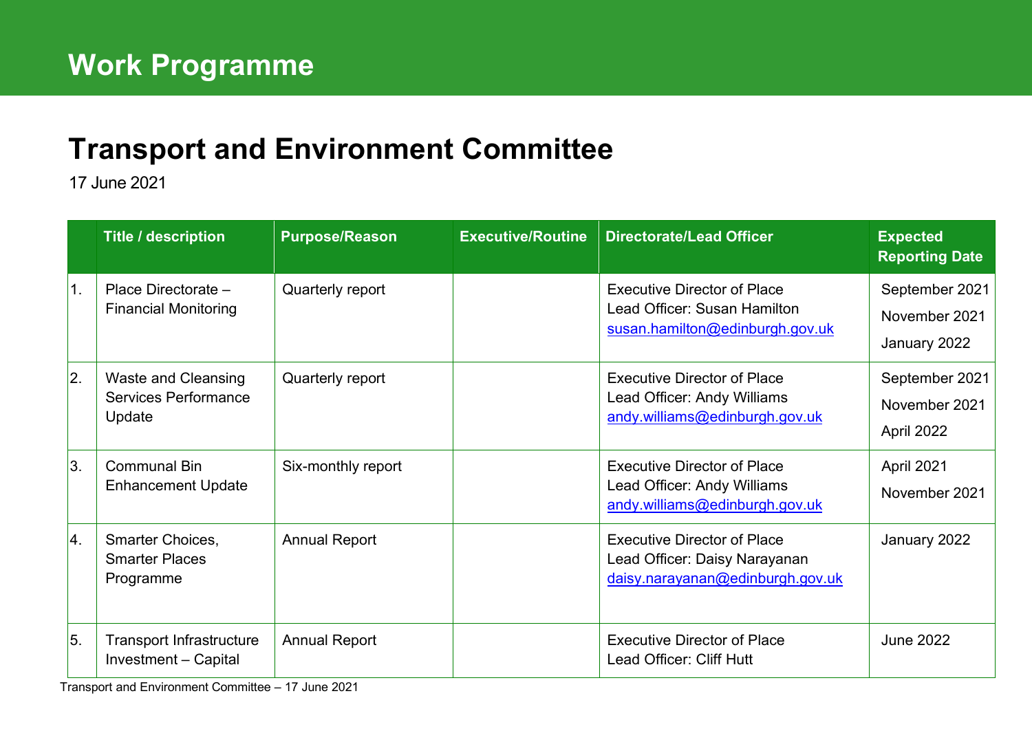# Work Programme

## Transport and Environment Committee

17 June 2021

| | Title / description | Purpose/Reason | Executive/Routine | Directorate/Lead Officer | Expected Reporting Date |
|---|---|---|---|---|---|
| 1. | Place Directorate – Financial Monitoring | Quarterly report | | Executive Director of Place<br>Lead Officer: Susan Hamilton<br>susan.hamilton@edinburgh.gov.uk | September 2021<br>November 2021<br>January 2022 |
| 2. | Waste and Cleansing Services Performance Update | Quarterly report | | Executive Director of Place<br>Lead Officer: Andy Williams<br>andy.williams@edinburgh.gov.uk | September 2021<br>November 2021<br>April 2022 |
| 3. | Communal Bin Enhancement Update | Six-monthly report | | Executive Director of Place<br>Lead Officer: Andy Williams<br>andy.williams@edinburgh.gov.uk | April 2021<br>November 2021 |
| 4. | Smarter Choices, Smarter Places Programme | Annual Report | | Executive Director of Place<br>Lead Officer: Daisy Narayanan<br>daisy.narayanan@edinburgh.gov.uk | January 2022 |
| 5. | Transport Infrastructure Investment – Capital | Annual Report | | Executive Director of Place<br>Lead Officer: Cliff Hutt | June 2022 |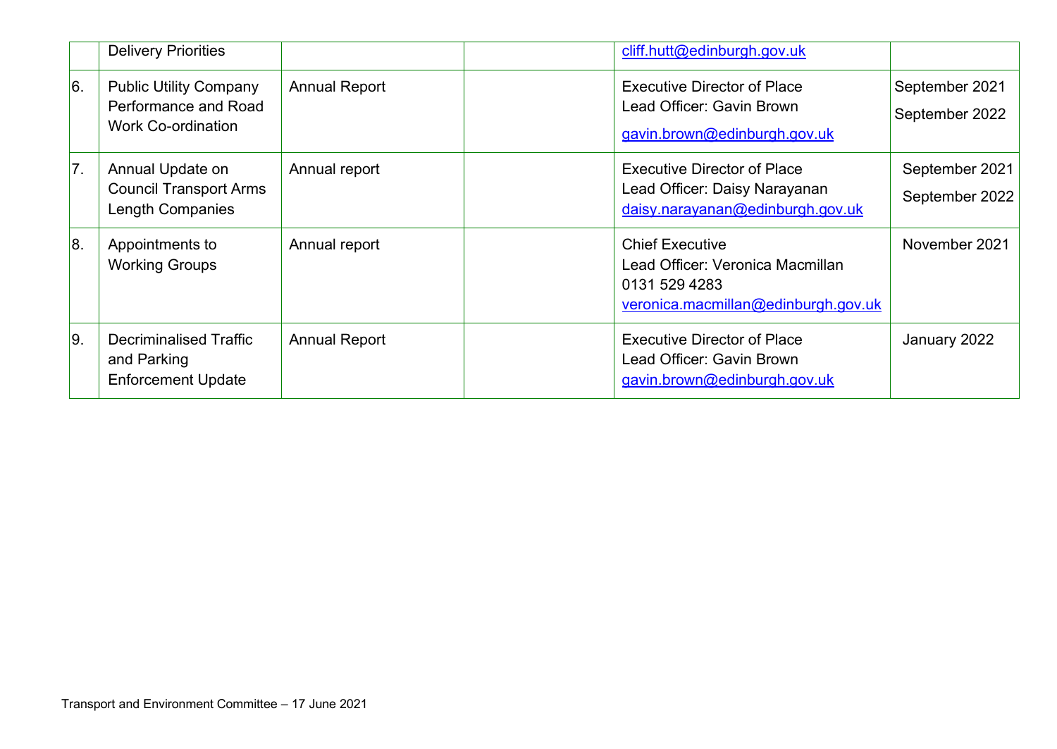|  | Delivery Priorities |  |  | cliff.hutt@edinburgh.gov.uk |  |
|---|---|---|---|---|---|
| 6. | Public Utility Company Performance and Road Work Co-ordination | Annual Report |  | Executive Director of Place<br>Lead Officer: Gavin Brown<br>gavin.brown@edinburgh.gov.uk | September 2021<br>September 2022 |
| 7. | Annual Update on Council Transport Arms Length Companies | Annual report |  | Executive Director of Place<br>Lead Officer: Daisy Narayanan<br>daisy.narayanan@edinburgh.gov.uk | September 2021<br>September 2022 |
| 8. | Appointments to Working Groups | Annual report |  | Chief Executive<br>Lead Officer: Veronica Macmillan<br>0131 529 4283<br>veronica.macmillan@edinburgh.gov.uk | November 2021 |
| 9. | Decriminalised Traffic and Parking Enforcement Update | Annual Report |  | Executive Director of Place<br>Lead Officer: Gavin Brown<br>gavin.brown@edinburgh.gov.uk | January 2022 |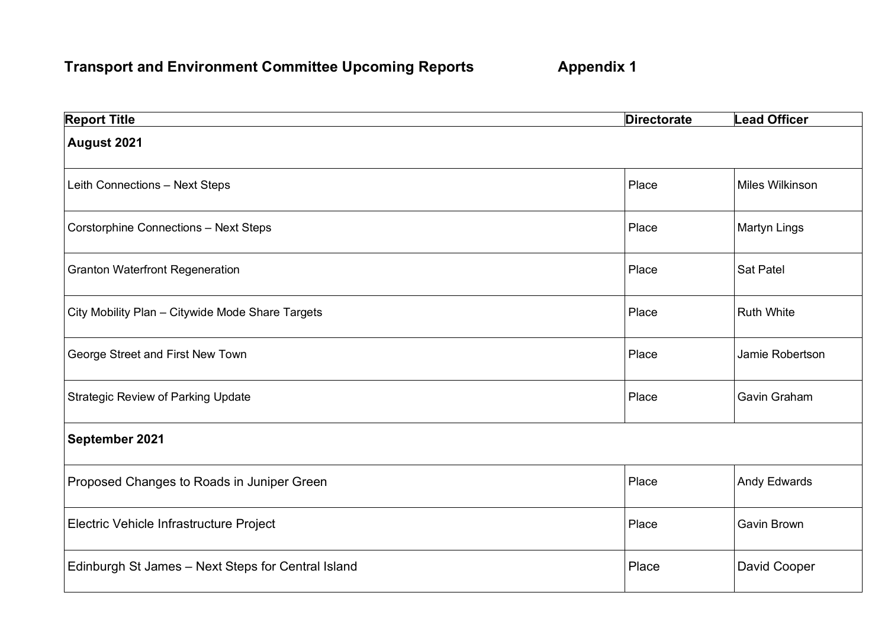## Transport and Environment Committee Upcoming Reports Appendix 1

| Report Title | Directorate | Lead Officer |
| --- | --- | --- |
| **August 2021** | | |
| Leith Connections – Next Steps | Place | Miles Wilkinson |
| Corstorphine Connections – Next Steps | Place | Martyn Lings |
| Granton Waterfront Regeneration | Place | Sat Patel |
| City Mobility Plan – Citywide Mode Share Targets | Place | Ruth White |
| George Street and First New Town | Place | Jamie Robertson |
| Strategic Review of Parking Update | Place | Gavin Graham |
| **September 2021** | | |
| Proposed Changes to Roads in Juniper Green | Place | Andy Edwards |
| Electric Vehicle Infrastructure Project | Place | Gavin Brown |
| Edinburgh St James – Next Steps for Central Island | Place | David Cooper |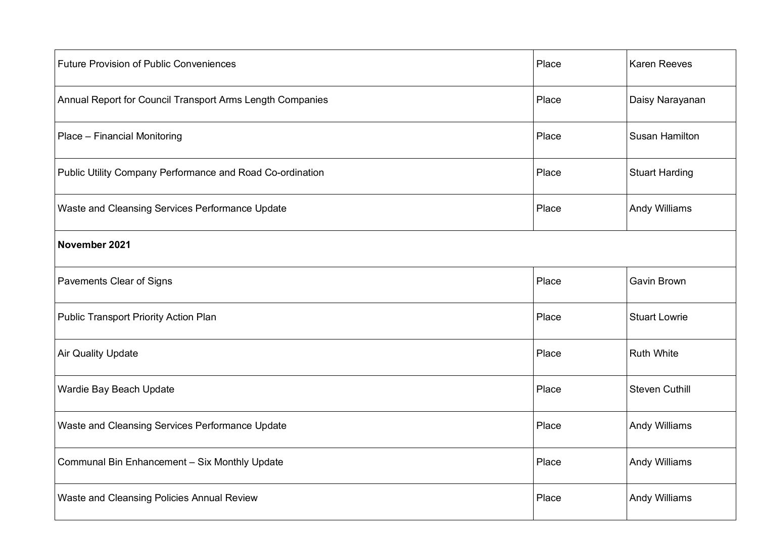| | | |
|---|---|---|
| Future Provision of Public Conveniences | Place | Karen Reeves |
| Annual Report for Council Transport Arms Length Companies | Place | Daisy Narayanan |
| Place – Financial Monitoring | Place | Susan Hamilton |
| Public Utility Company Performance and Road Co-ordination | Place | Stuart Harding |
| Waste and Cleansing Services Performance Update | Place | Andy Williams |
| **November 2021** | | |
| Pavements Clear of Signs | Place | Gavin Brown |
| Public Transport Priority Action Plan | Place | Stuart Lowrie |
| Air Quality Update | Place | Ruth White |
| Wardie Bay Beach Update | Place | Steven Cuthill |
| Waste and Cleansing Services Performance Update | Place | Andy Williams |
| Communal Bin Enhancement – Six Monthly Update | Place | Andy Williams |
| Waste and Cleansing Policies Annual Review | Place | Andy Williams |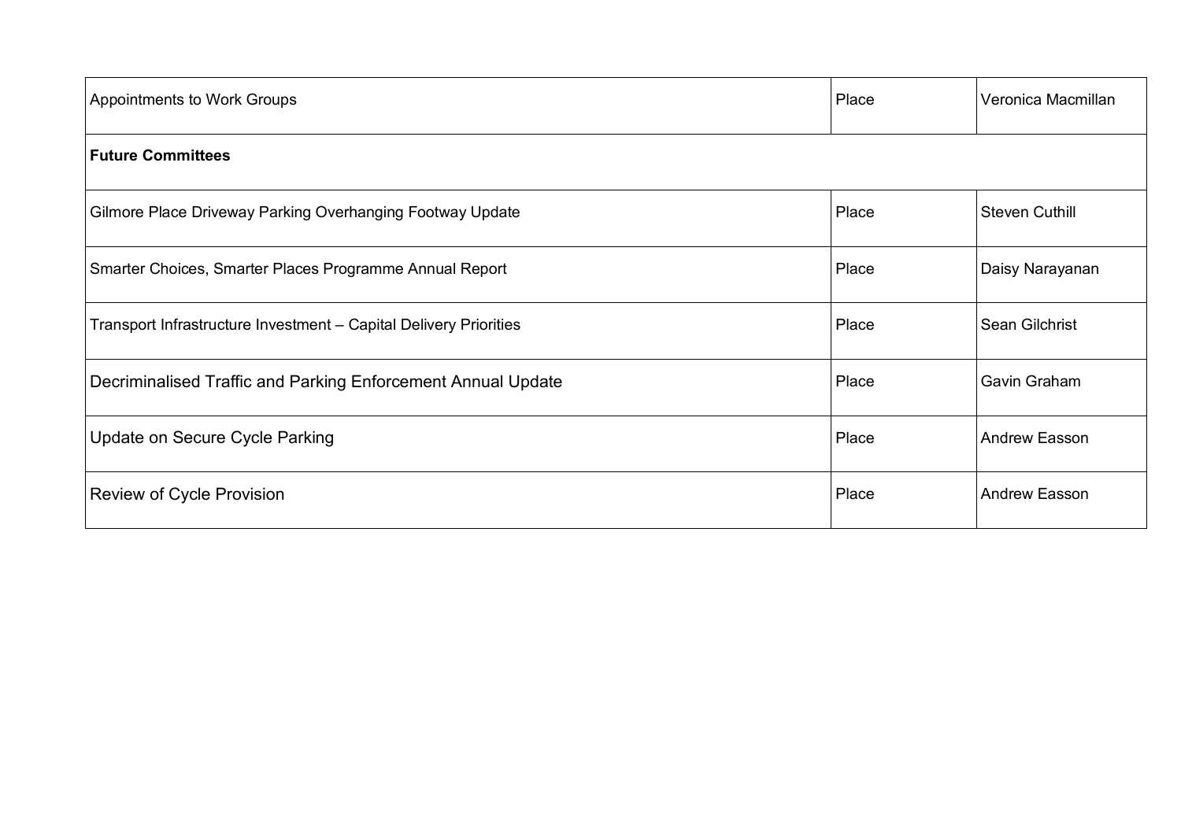| | | |
|---|---|---|
| Appointments to Work Groups | Place | Veronica Macmillan |
| **Future Committees** | | |
| Gilmore Place Driveway Parking Overhanging Footway Update | Place | Steven Cuthill |
| Smarter Choices, Smarter Places Programme Annual Report | Place | Daisy Narayanan |
| Transport Infrastructure Investment – Capital Delivery Priorities | Place | Sean Gilchrist |
| Decriminalised Traffic and Parking Enforcement Annual Update | Place | Gavin Graham |
| Update on Secure Cycle Parking | Place | Andrew Easson |
| Review of Cycle Provision | Place | Andrew Easson |